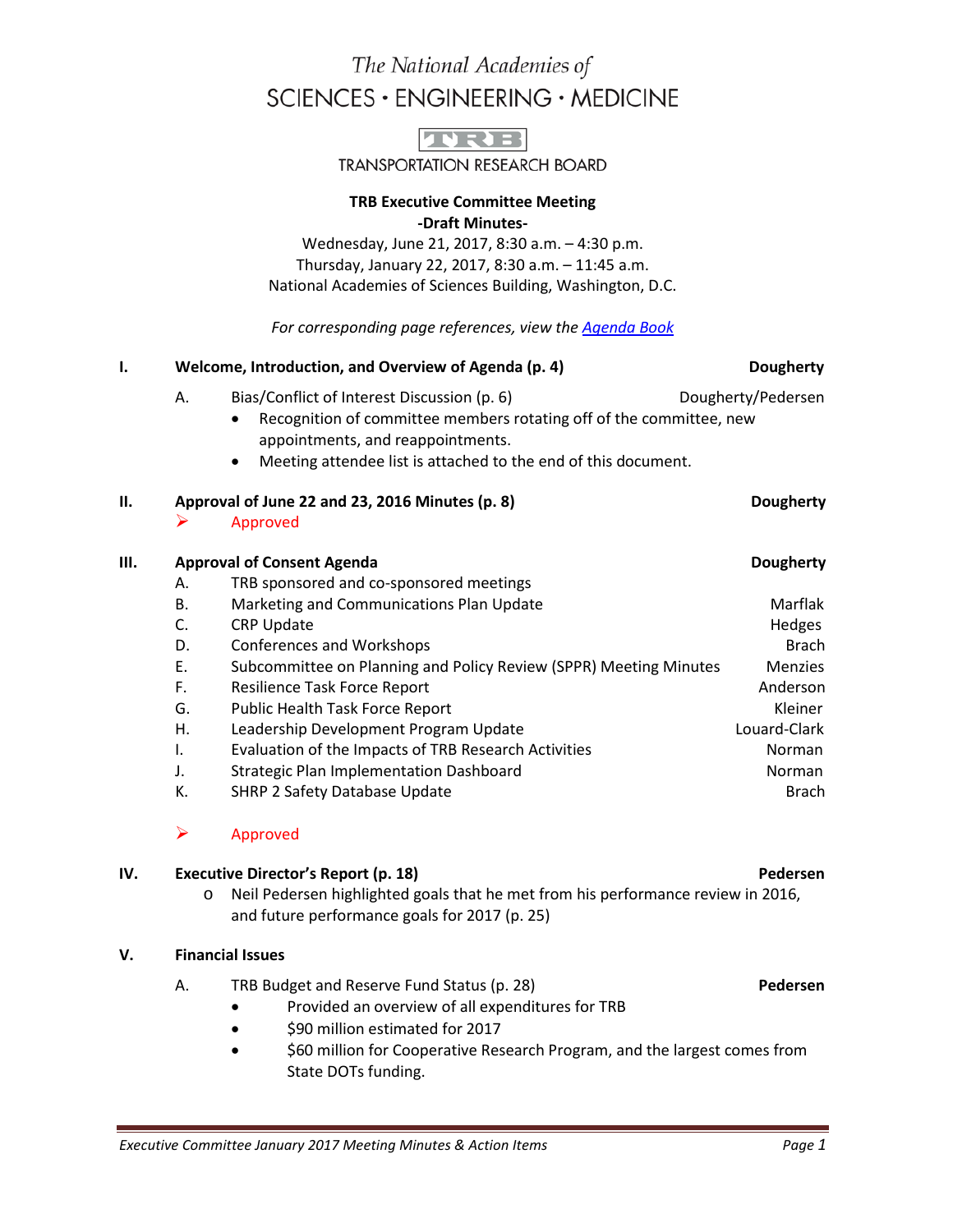The National Academies of SCIENCES · ENGINEERING · MEDICINE

TRB

TRANSPORTATION RESEARCH BOARD

**TRB Executive Committee Meeting**
**-Draft Minutes-**

Wednesday, June 21, 2017, 8:30 a.m. – 4:30 p.m.
Thursday, January 22, 2017, 8:30 a.m. – 11:45 a.m.
National Academies of Sciences Building, Washington, D.C.

*For corresponding page references, view the Agenda Book*

## I. Welcome, Introduction, and Overview of Agenda (p. 4) — Dougherty

A. Bias/Conflict of Interest Discussion (p. 6) — Dougherty/Pedersen

- Recognition of committee members rotating off of the committee, new appointments, and reappointments.
- Meeting attendee list is attached to the end of this document.

## II. Approval of June 22 and 23, 2016 Minutes (p. 8) — Dougherty

➢ Approved

## III. Approval of Consent Agenda — Dougherty

A. TRB sponsored and co-sponsored meetings
B. Marketing and Communications Plan Update — Marflak
C. CRP Update — Hedges
D. Conferences and Workshops — Brach
E. Subcommittee on Planning and Policy Review (SPPR) Meeting Minutes — Menzies
F. Resilience Task Force Report — Anderson
G. Public Health Task Force Report — Kleiner
H. Leadership Development Program Update — Louard-Clark
I. Evaluation of the Impacts of TRB Research Activities — Norman
J. Strategic Plan Implementation Dashboard — Norman
K. SHRP 2 Safety Database Update — Brach

➢ Approved

## IV. Executive Director's Report (p. 18) — Pedersen

- Neil Pedersen highlighted goals that he met from his performance review in 2016, and future performance goals for 2017 (p. 25)

## V. Financial Issues

A. TRB Budget and Reserve Fund Status (p. 28) — **Pedersen**

- Provided an overview of all expenditures for TRB
- $90 million estimated for 2017
- $60 million for Cooperative Research Program, and the largest comes from State DOTs funding.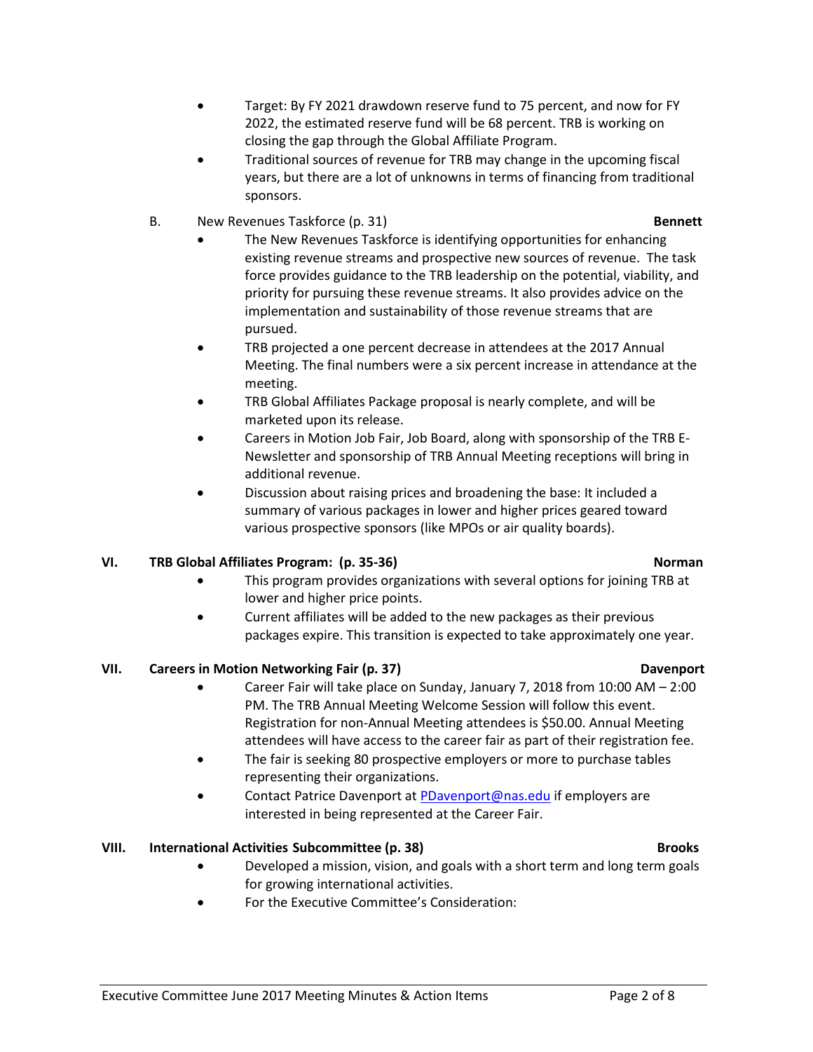- Target: By FY 2021 drawdown reserve fund to 75 percent, and now for FY 2022, the estimated reserve fund will be 68 percent. TRB is working on closing the gap through the Global Affiliate Program.
- Traditional sources of revenue for TRB may change in the upcoming fiscal years, but there are a lot of unknowns in terms of financing from traditional sponsors.

B. New Revenues Taskforce (p. 31) **Bennett**

- The New Revenues Taskforce is identifying opportunities for enhancing existing revenue streams and prospective new sources of revenue. The task force provides guidance to the TRB leadership on the potential, viability, and priority for pursuing these revenue streams. It also provides advice on the implementation and sustainability of those revenue streams that are pursued.
- TRB projected a one percent decrease in attendees at the 2017 Annual Meeting. The final numbers were a six percent increase in attendance at the meeting.
- TRB Global Affiliates Package proposal is nearly complete, and will be marketed upon its release.
- Careers in Motion Job Fair, Job Board, along with sponsorship of the TRB E-Newsletter and sponsorship of TRB Annual Meeting receptions will bring in additional revenue.
- Discussion about raising prices and broadening the base: It included a summary of various packages in lower and higher prices geared toward various prospective sponsors (like MPOs or air quality boards).

## VI. TRB Global Affiliates Program: (p. 35-36) Norman

- This program provides organizations with several options for joining TRB at lower and higher price points.
- Current affiliates will be added to the new packages as their previous packages expire. This transition is expected to take approximately one year.

## VII. Careers in Motion Networking Fair (p. 37) Davenport

- Career Fair will take place on Sunday, January 7, 2018 from 10:00 AM – 2:00 PM. The TRB Annual Meeting Welcome Session will follow this event. Registration for non-Annual Meeting attendees is $50.00. Annual Meeting attendees will have access to the career fair as part of their registration fee.
- The fair is seeking 80 prospective employers or more to purchase tables representing their organizations.
- Contact Patrice Davenport at PDavenport@nas.edu if employers are interested in being represented at the Career Fair.

## VIII. International Activities Subcommittee (p. 38) Brooks

- Developed a mission, vision, and goals with a short term and long term goals for growing international activities.
- For the Executive Committee's Consideration: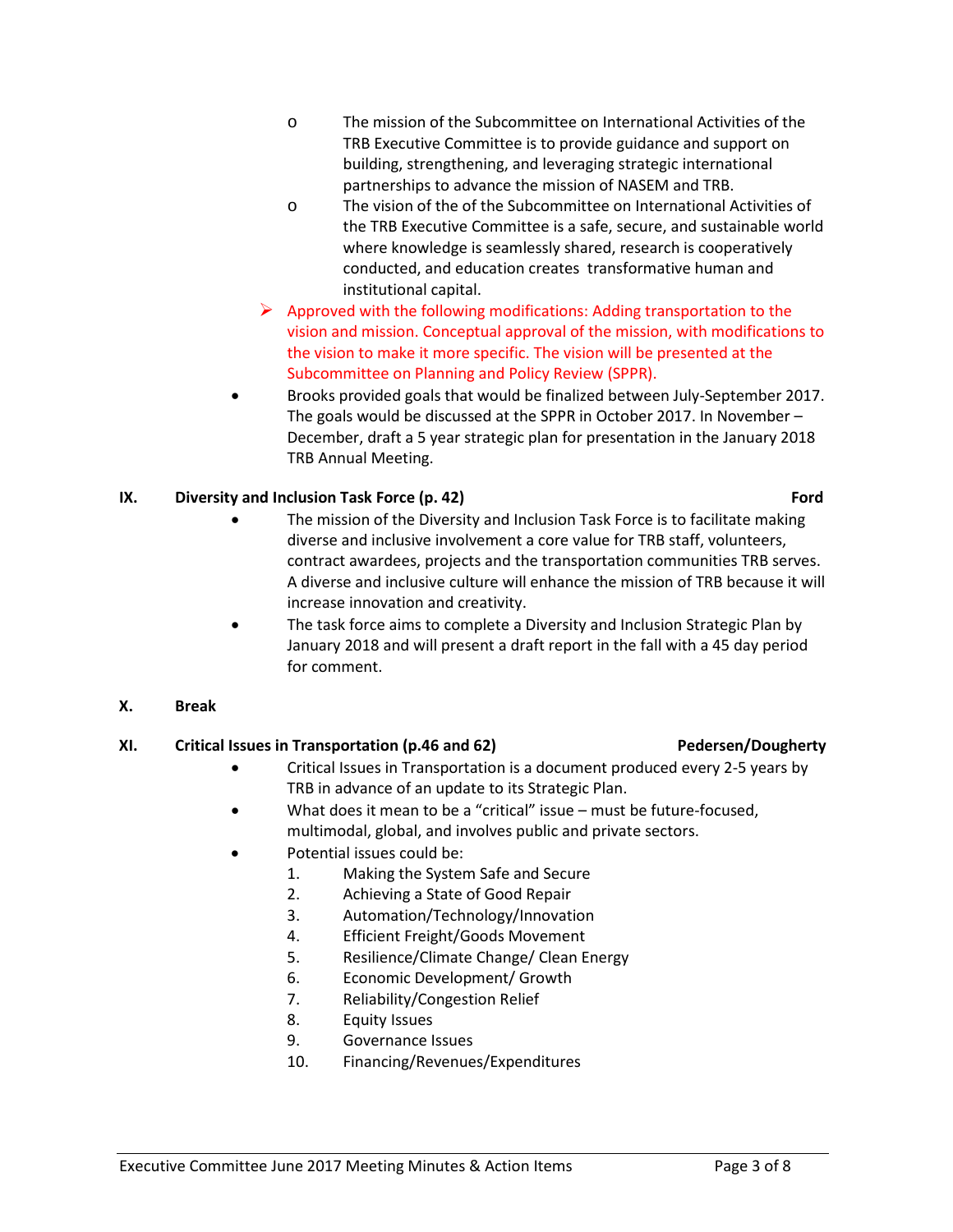- The mission of the Subcommittee on International Activities of the TRB Executive Committee is to provide guidance and support on building, strengthening, and leveraging strategic international partnerships to advance the mission of NASEM and TRB.
- The vision of the of the Subcommittee on International Activities of the TRB Executive Committee is a safe, secure, and sustainable world where knowledge is seamlessly shared, research is cooperatively conducted, and education creates transformative human and institutional capital.

➢ Approved with the following modifications: Adding transportation to the vision and mission. Conceptual approval of the mission, with modifications to the vision to make it more specific. The vision will be presented at the Subcommittee on Planning and Policy Review (SPPR).

- Brooks provided goals that would be finalized between July-September 2017. The goals would be discussed at the SPPR in October 2017. In November – December, draft a 5 year strategic plan for presentation in the January 2018 TRB Annual Meeting.

## IX. Diversity and Inclusion Task Force (p. 42) — Ford

- The mission of the Diversity and Inclusion Task Force is to facilitate making diverse and inclusive involvement a core value for TRB staff, volunteers, contract awardees, projects and the transportation communities TRB serves. A diverse and inclusive culture will enhance the mission of TRB because it will increase innovation and creativity.
- The task force aims to complete a Diversity and Inclusion Strategic Plan by January 2018 and will present a draft report in the fall with a 45 day period for comment.

## X. Break

## XI. Critical Issues in Transportation (p.46 and 62) — Pedersen/Dougherty

- Critical Issues in Transportation is a document produced every 2-5 years by TRB in advance of an update to its Strategic Plan.
- What does it mean to be a "critical" issue – must be future-focused, multimodal, global, and involves public and private sectors.
- Potential issues could be:
  1. Making the System Safe and Secure
  2. Achieving a State of Good Repair
  3. Automation/Technology/Innovation
  4. Efficient Freight/Goods Movement
  5. Resilience/Climate Change/ Clean Energy
  6. Economic Development/ Growth
  7. Reliability/Congestion Relief
  8. Equity Issues
  9. Governance Issues
  10. Financing/Revenues/Expenditures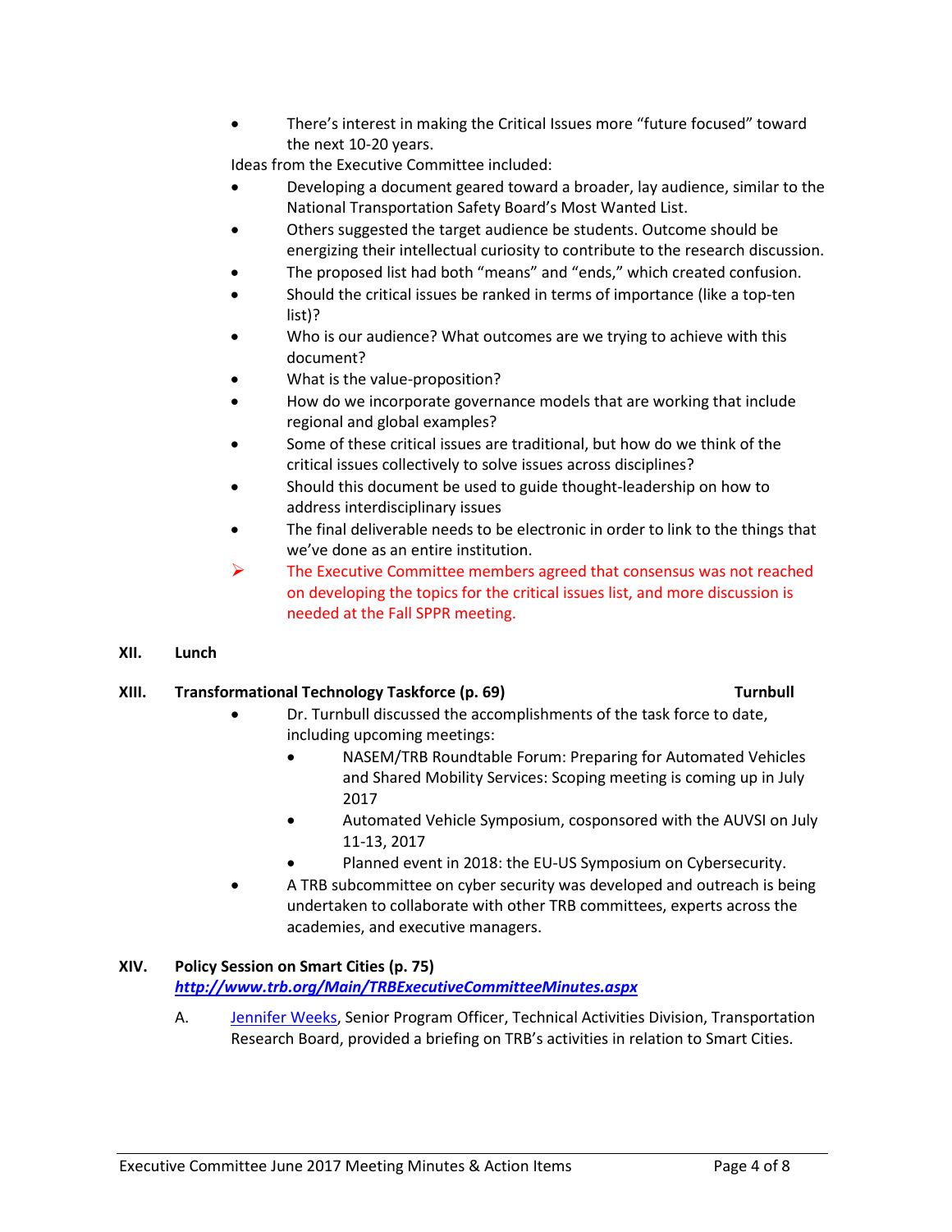- There's interest in making the Critical Issues more "future focused" toward the next 10-20 years.

Ideas from the Executive Committee included:

- Developing a document geared toward a broader, lay audience, similar to the National Transportation Safety Board's Most Wanted List.
- Others suggested the target audience be students. Outcome should be energizing their intellectual curiosity to contribute to the research discussion.
- The proposed list had both "means" and "ends," which created confusion.
- Should the critical issues be ranked in terms of importance (like a top-ten list)?
- Who is our audience? What outcomes are we trying to achieve with this document?
- What is the value-proposition?
- How do we incorporate governance models that are working that include regional and global examples?
- Some of these critical issues are traditional, but how do we think of the critical issues collectively to solve issues across disciplines?
- Should this document be used to guide thought-leadership on how to address interdisciplinary issues
- The final deliverable needs to be electronic in order to link to the things that we've done as an entire institution.

➢ The Executive Committee members agreed that consensus was not reached on developing the topics for the critical issues list, and more discussion is needed at the Fall SPPR meeting.

## XII. Lunch

## XIII. Transformational Technology Taskforce (p. 69) — Turnbull

- Dr. Turnbull discussed the accomplishments of the task force to date, including upcoming meetings:
  - NASEM/TRB Roundtable Forum: Preparing for Automated Vehicles and Shared Mobility Services: Scoping meeting is coming up in July 2017
  - Automated Vehicle Symposium, cosponsored with the AUVSI on July 11-13, 2017
  - Planned event in 2018: the EU-US Symposium on Cybersecurity.
- A TRB subcommittee on cyber security was developed and outreach is being undertaken to collaborate with other TRB committees, experts across the academies, and executive managers.

## XIV. Policy Session on Smart Cities (p. 75)

***http://www.trb.org/Main/TRBExecutiveCommitteeMinutes.aspx***

A. Jennifer Weeks, Senior Program Officer, Technical Activities Division, Transportation Research Board, provided a briefing on TRB's activities in relation to Smart Cities.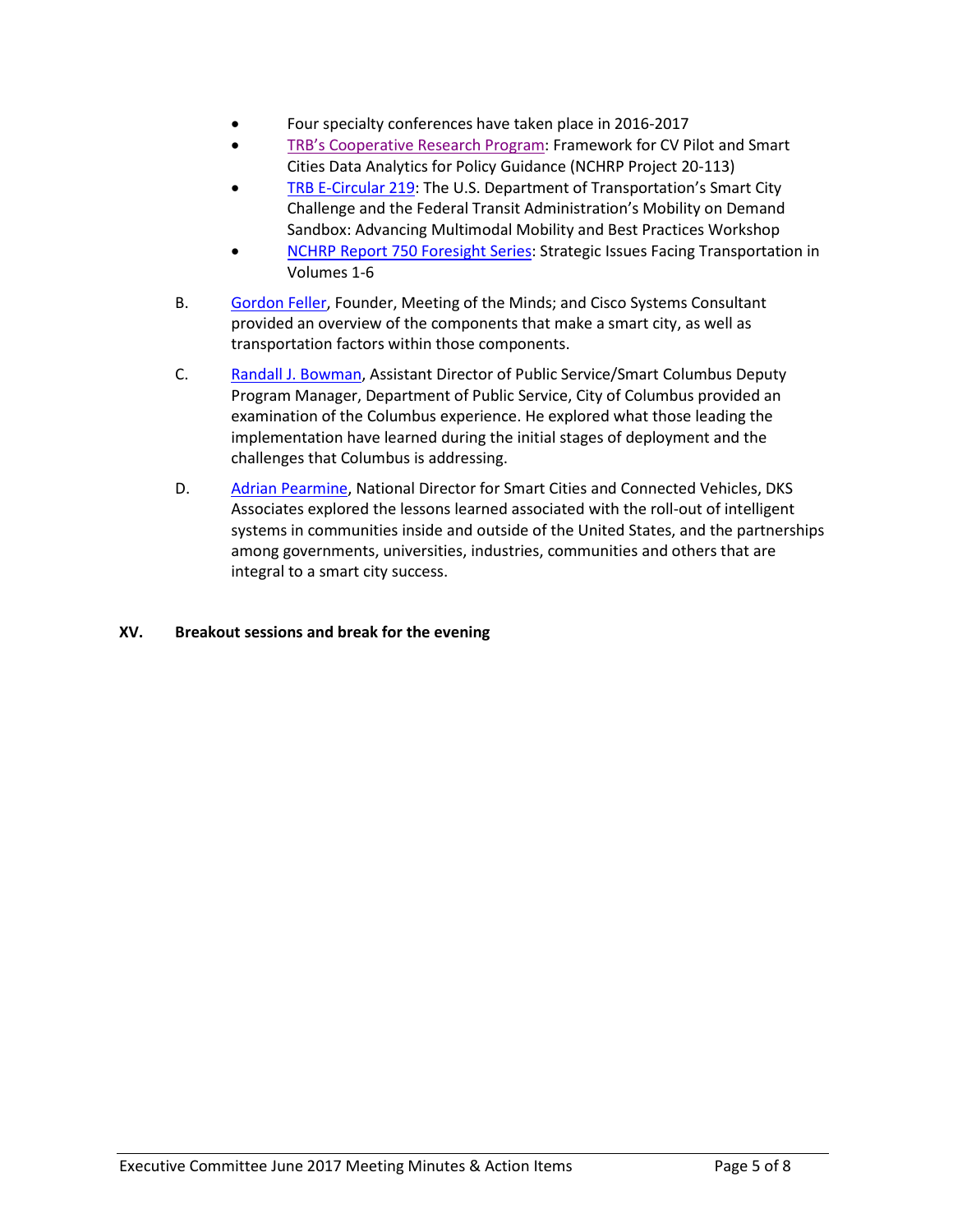- Four specialty conferences have taken place in 2016-2017
- TRB's Cooperative Research Program: Framework for CV Pilot and Smart Cities Data Analytics for Policy Guidance (NCHRP Project 20-113)
- TRB E-Circular 219: The U.S. Department of Transportation's Smart City Challenge and the Federal Transit Administration's Mobility on Demand Sandbox: Advancing Multimodal Mobility and Best Practices Workshop
- NCHRP Report 750 Foresight Series: Strategic Issues Facing Transportation in Volumes 1-6

B. Gordon Feller, Founder, Meeting of the Minds; and Cisco Systems Consultant provided an overview of the components that make a smart city, as well as transportation factors within those components.

C. Randall J. Bowman, Assistant Director of Public Service/Smart Columbus Deputy Program Manager, Department of Public Service, City of Columbus provided an examination of the Columbus experience. He explored what those leading the implementation have learned during the initial stages of deployment and the challenges that Columbus is addressing.

D. Adrian Pearmine, National Director for Smart Cities and Connected Vehicles, DKS Associates explored the lessons learned associated with the roll-out of intelligent systems in communities inside and outside of the United States, and the partnerships among governments, universities, industries, communities and others that are integral to a smart city success.

**XV. Breakout sessions and break for the evening**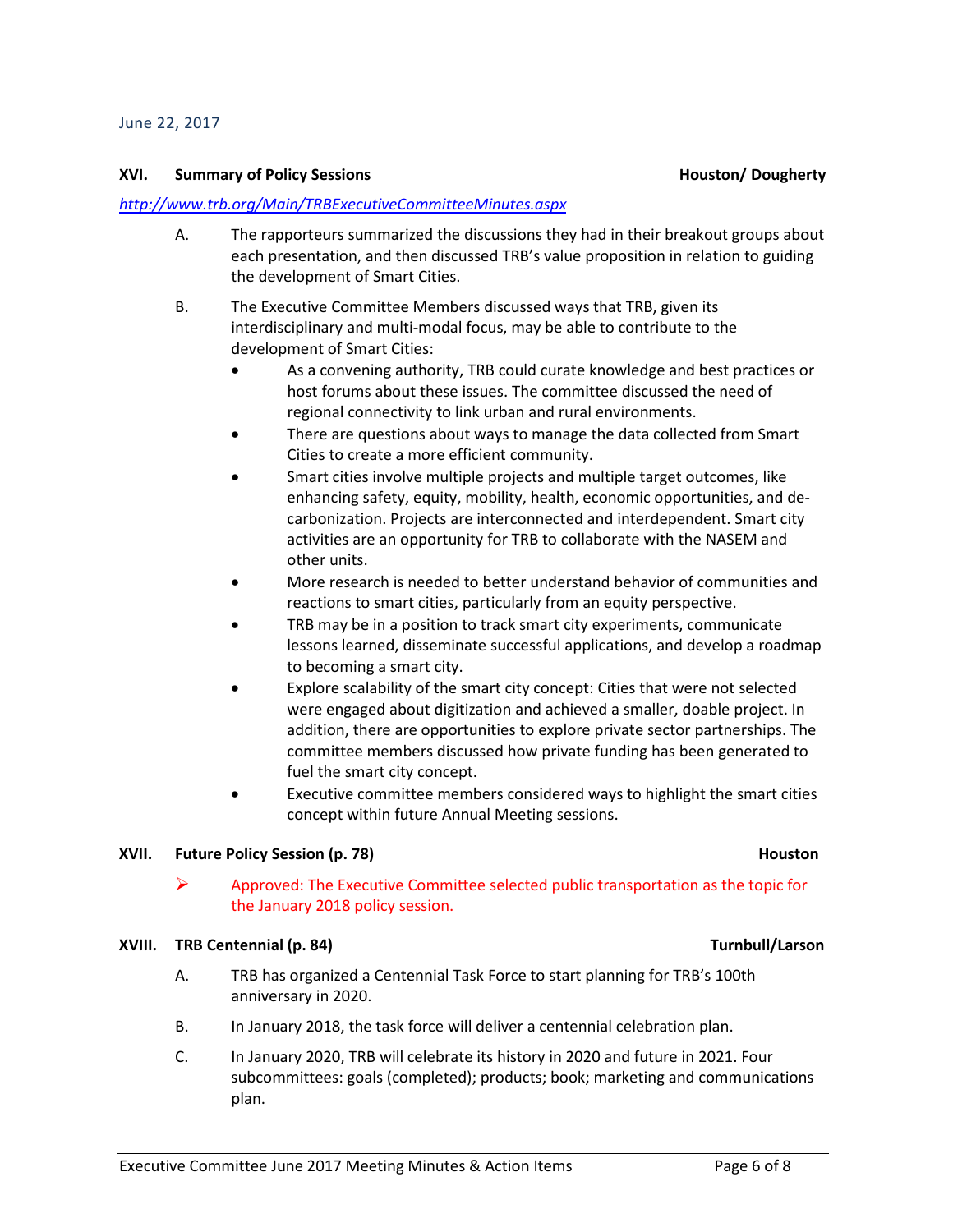June 22, 2017

### XVI. Summary of Policy Sessions — Houston/ Dougherty

*http://www.trb.org/Main/TRBExecutiveCommitteeMinutes.aspx*

A. The rapporteurs summarized the discussions they had in their breakout groups about each presentation, and then discussed TRB's value proposition in relation to guiding the development of Smart Cities.

B. The Executive Committee Members discussed ways that TRB, given its interdisciplinary and multi-modal focus, may be able to contribute to the development of Smart Cities:

- As a convening authority, TRB could curate knowledge and best practices or host forums about these issues. The committee discussed the need of regional connectivity to link urban and rural environments.
- There are questions about ways to manage the data collected from Smart Cities to create a more efficient community.
- Smart cities involve multiple projects and multiple target outcomes, like enhancing safety, equity, mobility, health, economic opportunities, and de-carbonization. Projects are interconnected and interdependent. Smart city activities are an opportunity for TRB to collaborate with the NASEM and other units.
- More research is needed to better understand behavior of communities and reactions to smart cities, particularly from an equity perspective.
- TRB may be in a position to track smart city experiments, communicate lessons learned, disseminate successful applications, and develop a roadmap to becoming a smart city.
- Explore scalability of the smart city concept: Cities that were not selected were engaged about digitization and achieved a smaller, doable project. In addition, there are opportunities to explore private sector partnerships. The committee members discussed how private funding has been generated to fuel the smart city concept.
- Executive committee members considered ways to highlight the smart cities concept within future Annual Meeting sessions.

### XVII. Future Policy Session (p. 78) — Houston

- ➢ Approved: The Executive Committee selected public transportation as the topic for the January 2018 policy session.

### XVIII. TRB Centennial (p. 84) — Turnbull/Larson

A. TRB has organized a Centennial Task Force to start planning for TRB's 100th anniversary in 2020.

B. In January 2018, the task force will deliver a centennial celebration plan.

C. In January 2020, TRB will celebrate its history in 2020 and future in 2021. Four subcommittees: goals (completed); products; book; marketing and communications plan.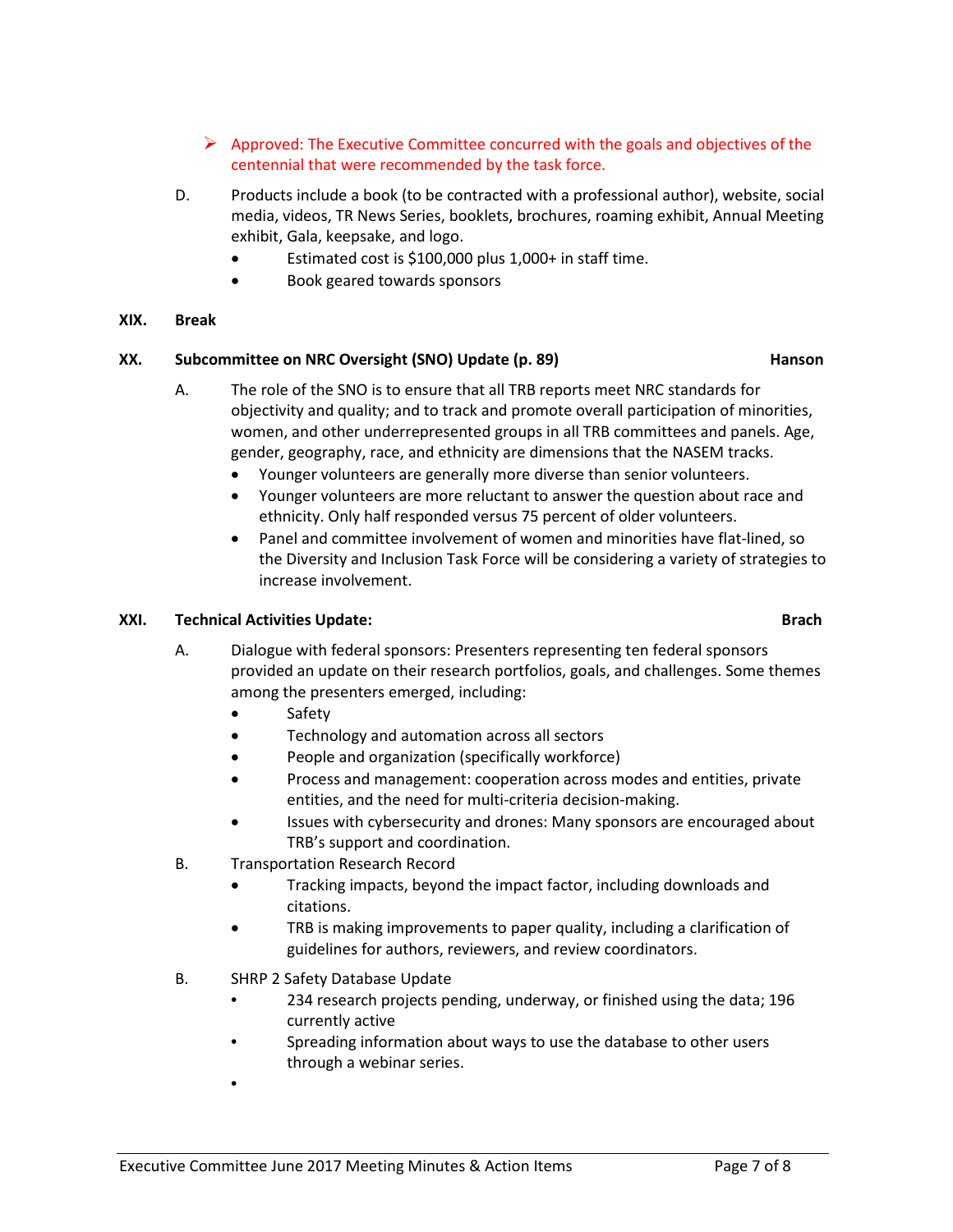- Approved: The Executive Committee concurred with the goals and objectives of the centennial that were recommended by the task force.

D. Products include a book (to be contracted with a professional author), website, social media, videos, TR News Series, booklets, brochures, roaming exhibit, Annual Meeting exhibit, Gala, keepsake, and logo.
   - Estimated cost is $100,000 plus 1,000+ in staff time.
   - Book geared towards sponsors

**XIX. Break**

**XX. Subcommittee on NRC Oversight (SNO) Update (p. 89) — Hanson**

A. The role of the SNO is to ensure that all TRB reports meet NRC standards for objectivity and quality; and to track and promote overall participation of minorities, women, and other underrepresented groups in all TRB committees and panels. Age, gender, geography, race, and ethnicity are dimensions that the NASEM tracks.
   - Younger volunteers are generally more diverse than senior volunteers.
   - Younger volunteers are more reluctant to answer the question about race and ethnicity. Only half responded versus 75 percent of older volunteers.
   - Panel and committee involvement of women and minorities have flat-lined, so the Diversity and Inclusion Task Force will be considering a variety of strategies to increase involvement.

**XXI. Technical Activities Update: — Brach**

A. Dialogue with federal sponsors: Presenters representing ten federal sponsors provided an update on their research portfolios, goals, and challenges. Some themes among the presenters emerged, including:
   - Safety
   - Technology and automation across all sectors
   - People and organization (specifically workforce)
   - Process and management: cooperation across modes and entities, private entities, and the need for multi-criteria decision-making.
   - Issues with cybersecurity and drones: Many sponsors are encouraged about TRB's support and coordination.

B. Transportation Research Record
   - Tracking impacts, beyond the impact factor, including downloads and citations.
   - TRB is making improvements to paper quality, including a clarification of guidelines for authors, reviewers, and review coordinators.

B. SHRP 2 Safety Database Update
   - 234 research projects pending, underway, or finished using the data; 196 currently active
   - Spreading information about ways to use the database to other users through a webinar series.
   -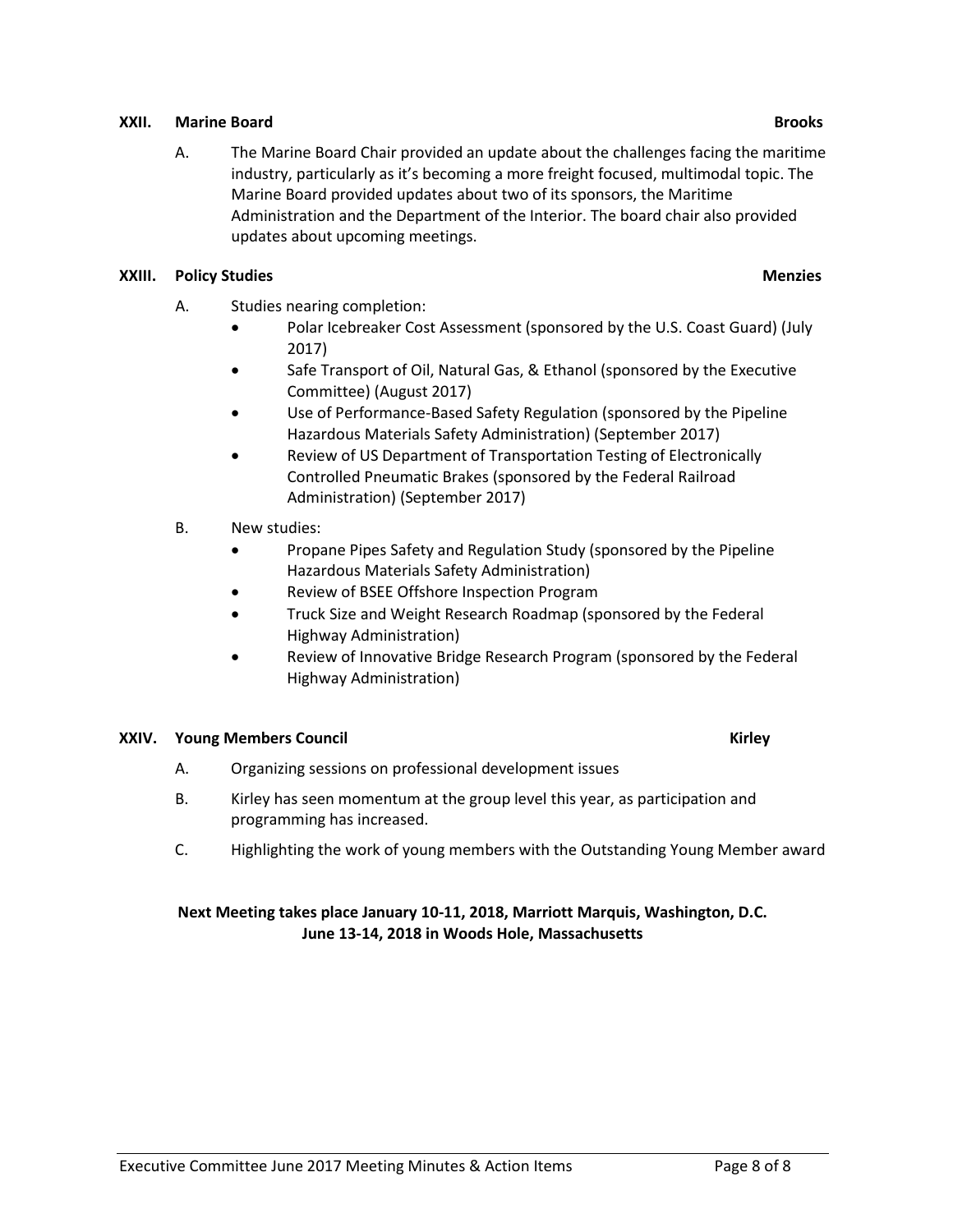**XXII. Marine Board** **Brooks**

A. The Marine Board Chair provided an update about the challenges facing the maritime industry, particularly as it's becoming a more freight focused, multimodal topic. The Marine Board provided updates about two of its sponsors, the Maritime Administration and the Department of the Interior. The board chair also provided updates about upcoming meetings.

**XXIII. Policy Studies** **Menzies**

A. Studies nearing completion:
- Polar Icebreaker Cost Assessment (sponsored by the U.S. Coast Guard) (July 2017)
- Safe Transport of Oil, Natural Gas, & Ethanol (sponsored by the Executive Committee) (August 2017)
- Use of Performance-Based Safety Regulation (sponsored by the Pipeline Hazardous Materials Safety Administration) (September 2017)
- Review of US Department of Transportation Testing of Electronically Controlled Pneumatic Brakes (sponsored by the Federal Railroad Administration) (September 2017)

B. New studies:
- Propane Pipes Safety and Regulation Study (sponsored by the Pipeline Hazardous Materials Safety Administration)
- Review of BSEE Offshore Inspection Program
- Truck Size and Weight Research Roadmap (sponsored by the Federal Highway Administration)
- Review of Innovative Bridge Research Program (sponsored by the Federal Highway Administration)

**XXIV. Young Members Council** **Kirley**

A. Organizing sessions on professional development issues

B. Kirley has seen momentum at the group level this year, as participation and programming has increased.

C. Highlighting the work of young members with the Outstanding Young Member award

**Next Meeting takes place January 10-11, 2018, Marriott Marquis, Washington, D.C.**
**June 13-14, 2018 in Woods Hole, Massachusetts**